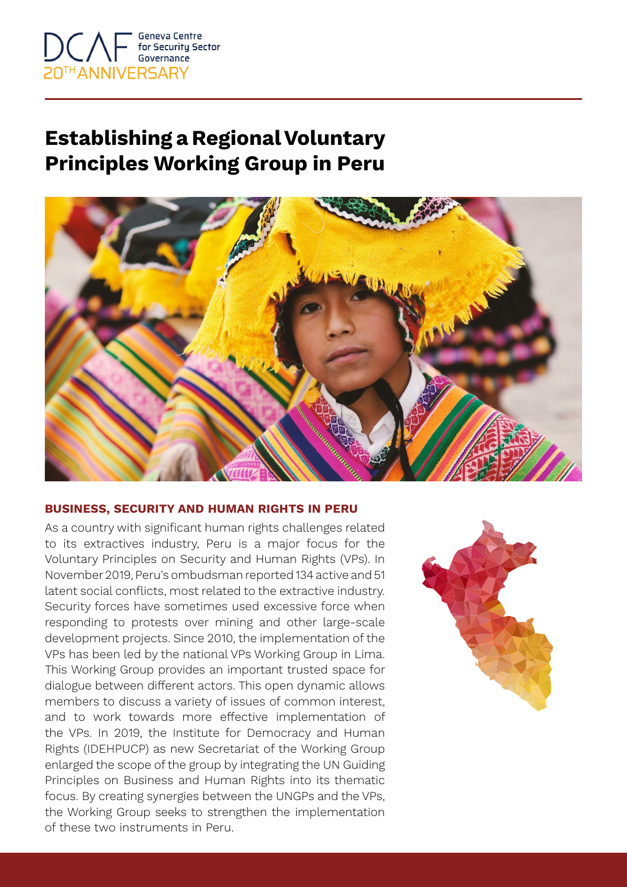# Establishing a Regional Voluntary Principles Working Group in Peru

## BUSINESS, SECURITY AND HUMAN RIGHTS IN PERU

As a country with significant human rights challenges related to its extractives industry, Peru is a major focus for the Voluntary Principles on Security and Human Rights (VPs). In November 2019, Peru's ombudsman reported 134 active and 51 latent social conflicts, most related to the extractive industry. Security forces have sometimes used excessive force when responding to protests over mining and other large-scale development projects. Since 2010, the implementation of the VPs has been led by the national VPs Working Group in Lima. This Working Group provides an important trusted space for dialogue between different actors. This open dynamic allows members to discuss a variety of issues of common interest, and to work towards more effective implementation of the VPs. In 2019, the Institute for Democracy and Human Rights (IDEHPUCP) as new Secretariat of the Working Group enlarged the scope of the group by integrating the UN Guiding Principles on Business and Human Rights into its thematic focus. By creating synergies between the UNGPs and the VPs, the Working Group seeks to strengthen the implementation of these two instruments in Peru.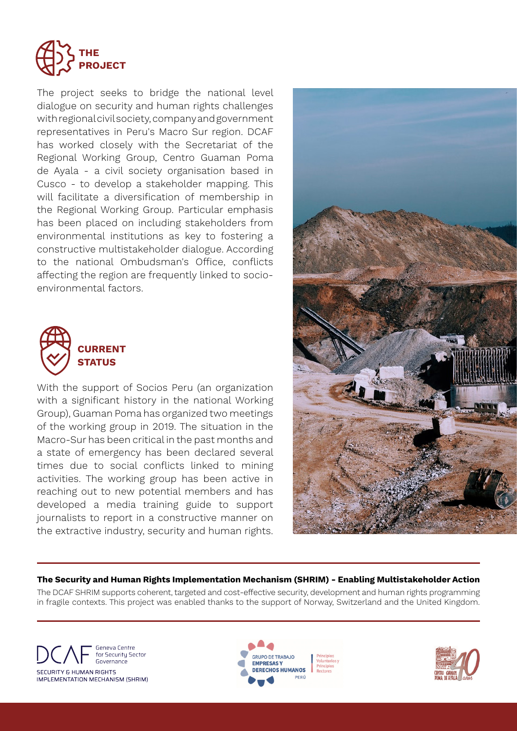## THE PROJECT

The project seeks to bridge the national level dialogue on security and human rights challenges with regional civil society, company and government representatives in Peru's Macro Sur region. DCAF has worked closely with the Secretariat of the Regional Working Group, Centro Guaman Poma de Ayala - a civil society organisation based in Cusco - to develop a stakeholder mapping. This will facilitate a diversification of membership in the Regional Working Group. Particular emphasis has been placed on including stakeholders from environmental institutions as key to fostering a constructive multistakeholder dialogue. According to the national Ombudsman's Office, conflicts affecting the region are frequently linked to socio-environmental factors.

## CURRENT STATUS

With the support of Socios Peru (an organization with a significant history in the national Working Group), Guaman Poma has organized two meetings of the working group in 2019. The situation in the Macro-Sur has been critical in the past months and a state of emergency has been declared several times due to social conflicts linked to mining activities. The working group has been active in reaching out to new potential members and has developed a media training guide to support journalists to report in a constructive manner on the extractive industry, security and human rights.

**The Security and Human Rights Implementation Mechanism (SHRIM) - Enabling Multistakeholder Action**

The DCAF SHRIM supports coherent, targeted and cost-effective security, development and human rights programming in fragile contexts. This project was enabled thanks to the support of Norway, Switzerland and the United Kingdom.

DCAF Geneva Centre for Security Sector Governance
SECURITY & HUMAN RIGHTS IMPLEMENTATION MECHANISM (SHRIM)

GRUPO DE TRABAJO EMPRESAS Y DERECHOS HUMANOS PERÚ | Principios Voluntarios y Principios Rectores

CENTRO GUAMAN POMA DE AYALA 40 años